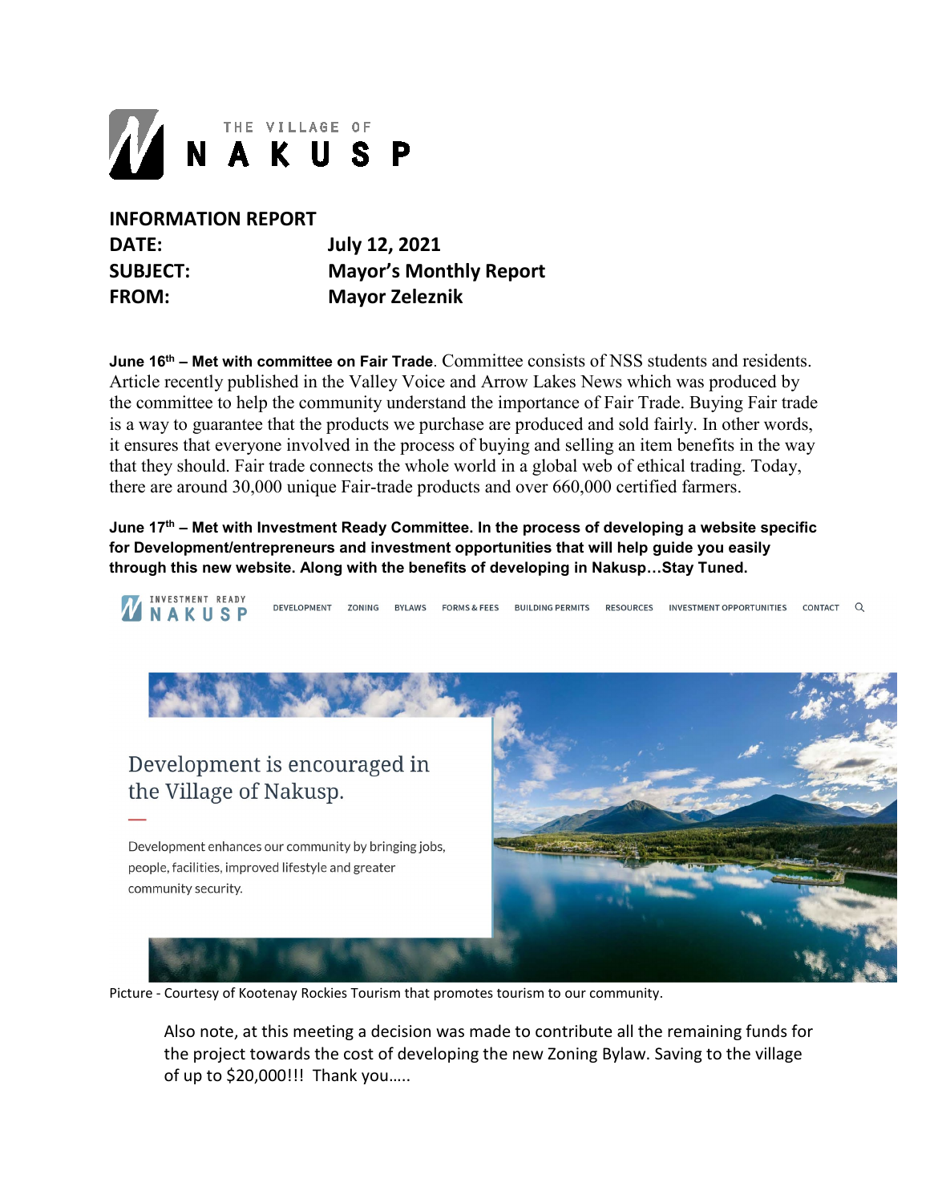THE VILLAGE OF NAKUSP

**INFORMATION REPORT**

**DATE:** July 12, 2021

**SUBJECT:** Mayor's Monthly Report

**FROM:** Mayor Zeleznik

**June 16th – Met with committee on Fair Trade**. Committee consists of NSS students and residents. Article recently published in the Valley Voice and Arrow Lakes News which was produced by the committee to help the community understand the importance of Fair Trade. Buying Fair trade is a way to guarantee that the products we purchase are produced and sold fairly. In other words, it ensures that everyone involved in the process of buying and selling an item benefits in the way that they should. Fair trade connects the whole world in a global web of ethical trading. Today, there are around 30,000 unique Fair-trade products and over 660,000 certified farmers.

**June 17th – Met with Investment Ready Committee. In the process of developing a website specific for Development/entrepreneurs and investment opportunities that will help guide you easily through this new website. Along with the benefits of developing in Nakusp…Stay Tuned.**

INVESTMENT READY NAKUSP | DEVELOPMENT | ZONING | BYLAWS | FORMS & FEES | BUILDING PERMITS | RESOURCES | INVESTMENT OPPORTUNITIES | CONTACT

Development is encouraged in the Village of Nakusp.

Development enhances our community by bringing jobs, people, facilities, improved lifestyle and greater community security.

Picture - Courtesy of Kootenay Rockies Tourism that promotes tourism to our community.

Also note, at this meeting a decision was made to contribute all the remaining funds for the project towards the cost of developing the new Zoning Bylaw. Saving to the village of up to $20,000!!! Thank you…..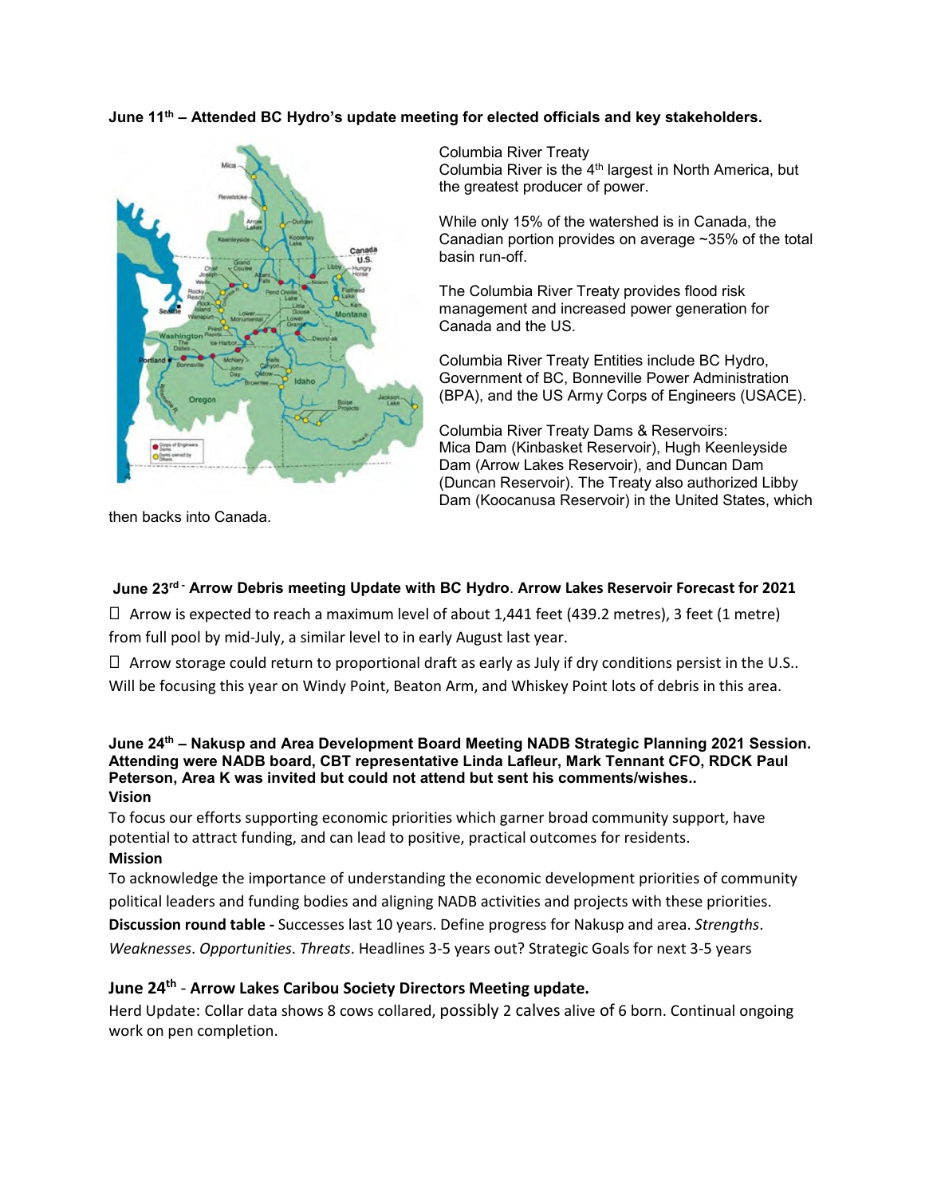**June 11th – Attended BC Hydro's update meeting for elected officials and key stakeholders.**

Columbia River Treaty
Columbia River is the 4th largest in North America, but the greatest producer of power.

While only 15% of the watershed is in Canada, the Canadian portion provides on average ~35% of the total basin run-off.

The Columbia River Treaty provides flood risk management and increased power generation for Canada and the US.

Columbia River Treaty Entities include BC Hydro, Government of BC, Bonneville Power Administration (BPA), and the US Army Corps of Engineers (USACE).

Columbia River Treaty Dams & Reservoirs:
Mica Dam (Kinbasket Reservoir), Hugh Keenleyside Dam (Arrow Lakes Reservoir), and Duncan Dam (Duncan Reservoir). The Treaty also authorized Libby Dam (Koocanusa Reservoir) in the United States, which then backs into Canada.

**June 23rd - Arrow Debris meeting Update with BC Hydro. Arrow Lakes Reservoir Forecast for 2021**

- Arrow is expected to reach a maximum level of about 1,441 feet (439.2 metres), 3 feet (1 metre) from full pool by mid-July, a similar level to in early August last year.
- Arrow storage could return to proportional draft as early as July if dry conditions persist in the U.S..

Will be focusing this year on Windy Point, Beaton Arm, and Whiskey Point lots of debris in this area.

**June 24th – Nakusp and Area Development Board Meeting NADB Strategic Planning 2021 Session. Attending were NADB board, CBT representative Linda Lafleur, Mark Tennant CFO, RDCK Paul Peterson, Area K was invited but could not attend but sent his comments/wishes..**

**Vision**

To focus our efforts supporting economic priorities which garner broad community support, have potential to attract funding, and can lead to positive, practical outcomes for residents.

**Mission**

To acknowledge the importance of understanding the economic development priorities of community political leaders and funding bodies and aligning NADB activities and projects with these priorities.

**Discussion round table -** Successes last 10 years. Define progress for Nakusp and area. *Strengths*. *Weaknesses*. *Opportunities*. *Threats*. Headlines 3-5 years out? Strategic Goals for next 3-5 years

**June 24th - Arrow Lakes Caribou Society Directors Meeting update.**

Herd Update: Collar data shows 8 cows collared, possibly 2 calves alive of 6 born. Continual ongoing work on pen completion.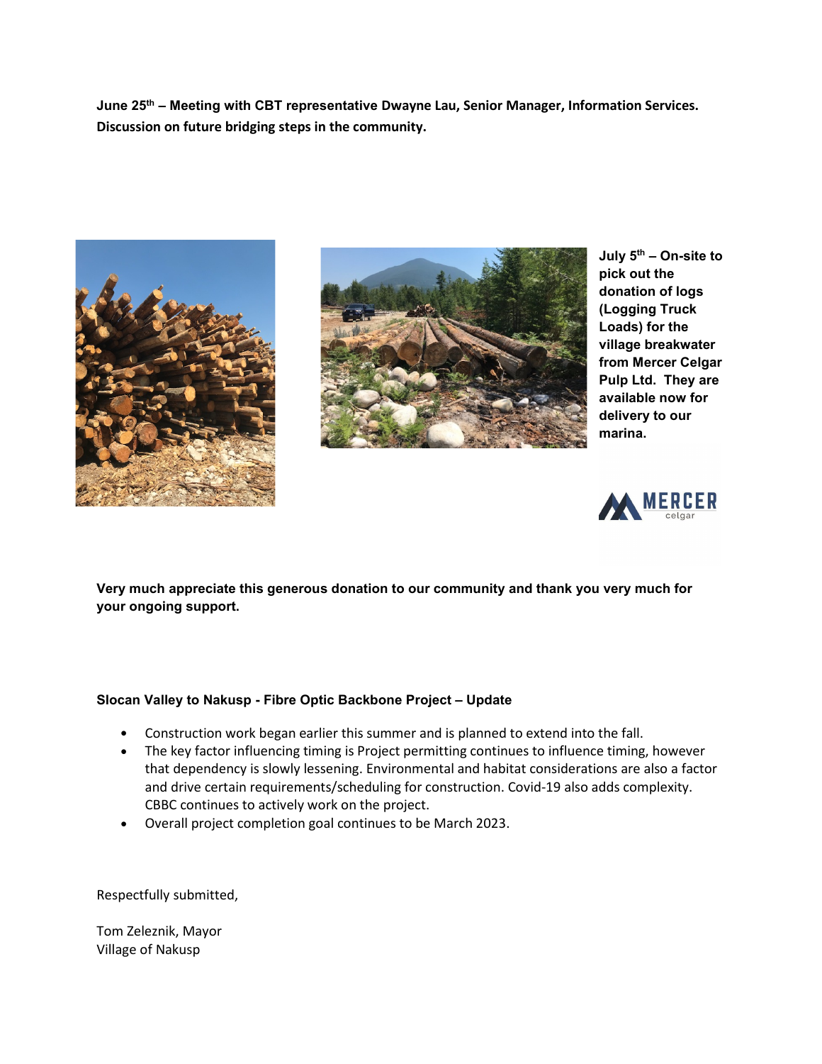**June 25th – Meeting with CBT representative Dwayne Lau, Senior Manager, Information Services. Discussion on future bridging steps in the community.**

**July 5th – On-site to pick out the donation of logs (Logging Truck Loads) for the village breakwater from Mercer Celgar Pulp Ltd. They are available now for delivery to our marina.**

**Very much appreciate this generous donation to our community and thank you very much for your ongoing support.**

**Slocan Valley to Nakusp - Fibre Optic Backbone Project – Update**

- Construction work began earlier this summer and is planned to extend into the fall.
- The key factor influencing timing is Project permitting continues to influence timing, however that dependency is slowly lessening. Environmental and habitat considerations are also a factor and drive certain requirements/scheduling for construction. Covid-19 also adds complexity. CBBC continues to actively work on the project.
- Overall project completion goal continues to be March 2023.

Respectfully submitted,

Tom Zeleznik, Mayor
Village of Nakusp